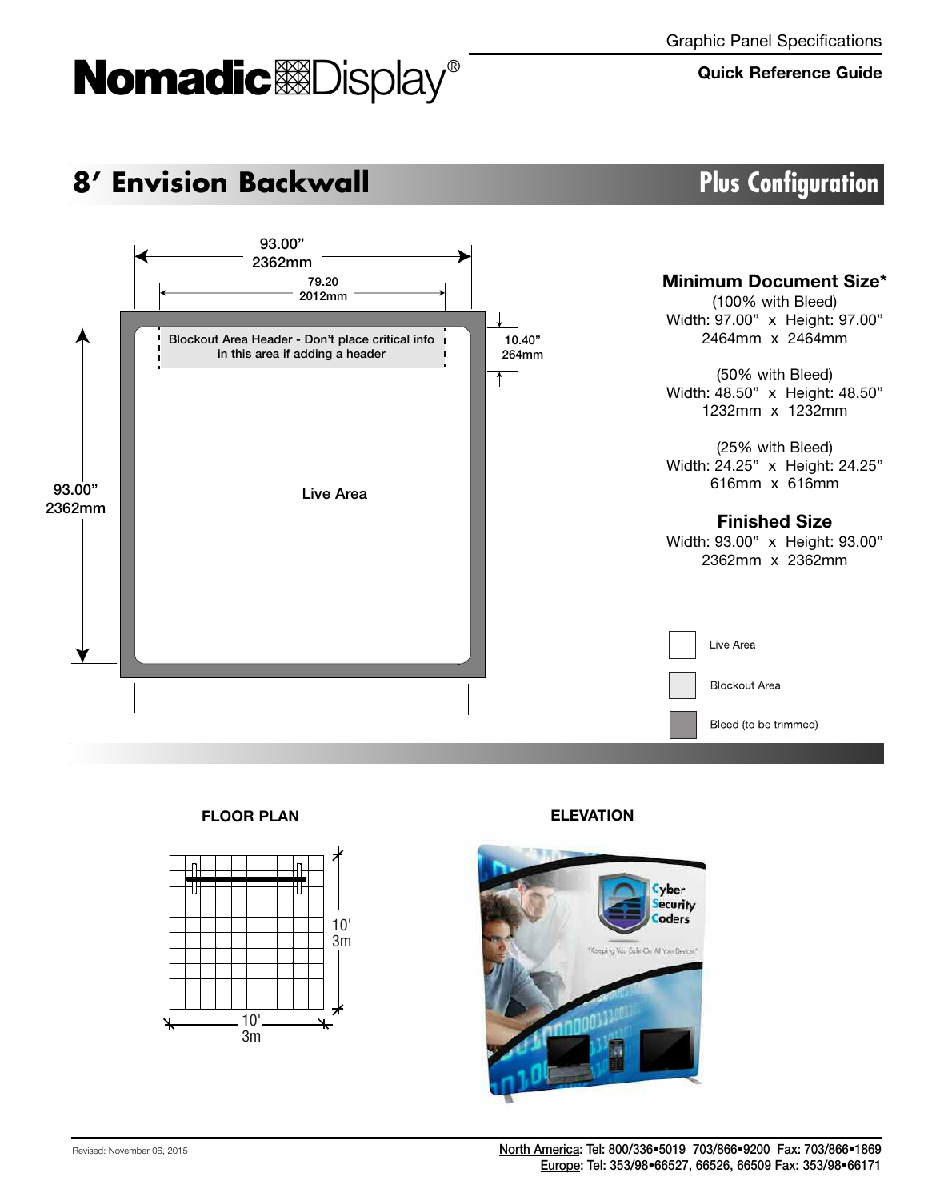# NomadicDisplay®

Graphic Panel Specifications

**Quick Reference Guide**

## 8' Envision Backwall — Plus Configuration

93.00" 2362mm

79.20 2012mm

Blockout Area Header - Don't place critical info in this area if adding a header

10.40" 264mm

93.00" 2362mm

Live Area

### Minimum Document Size*

(100% with Bleed)
Width: 97.00" x Height: 97.00"
2464mm x 2464mm

(50% with Bleed)
Width: 48.50" x Height: 48.50"
1232mm x 1232mm

(25% with Bleed)
Width: 24.25" x Height: 24.25"
616mm x 616mm

### Finished Size

Width: 93.00" x Height: 93.00"
2362mm x 2362mm

- Live Area
- Blockout Area
- Bleed (to be trimmed)

**FLOOR PLAN**

10' 3m

10' 3m

**ELEVATION**

Revised: November 06, 2015

North America: Tel: 800/336•5019 703/866•9200 Fax: 703/866•1869
Europe: Tel: 353/98•66527, 66526, 66509 Fax: 353/98•66171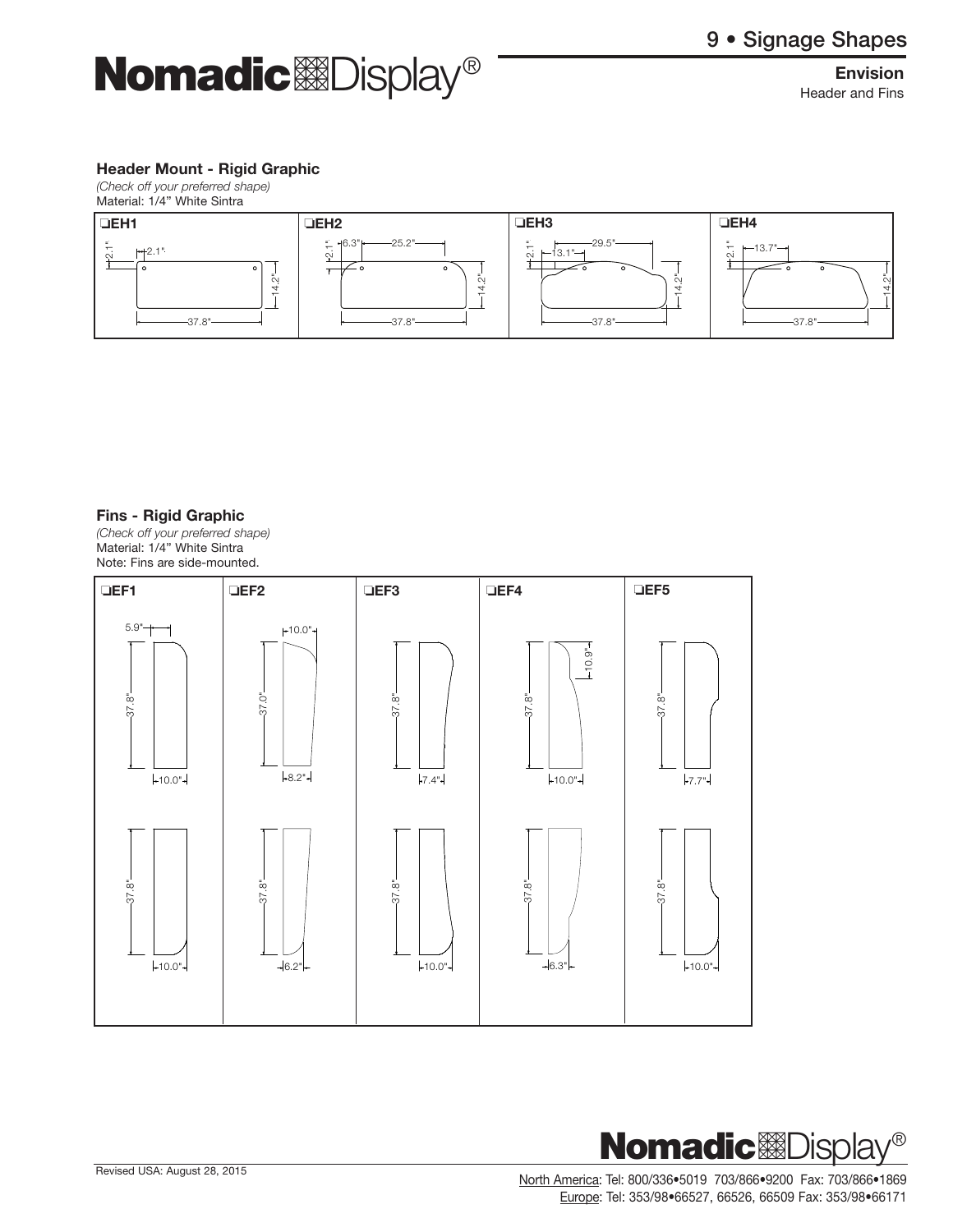## 9 • Signage Shapes

**Envision**
Header and Fins

### Header Mount - Rigid Graphic

*(Check off your preferred shape)*
Material: 1/4" White Sintra

❑EH1
2.1"
2.1"
14.2"
37.8"

❑EH2
2.1"
6.3"
25.2"
14.2"
37.8"

❑EH3
2.1"
13.1"
29.5"
14.2"
37.8"

❑EH4
2.1"
13.7"
14.2"
37.8"

### Fins - Rigid Graphic

*(Check off your preferred shape)*
Material: 1/4" White Sintra
Note: Fins are side-mounted.

❑EF1
5.9"
37.8"
10.0"
37.8"
10.0"

❑EF2
10.0"
37.0"
8.2"
37.8"
6.2"

❑EF3
37.8"
7.4"
37.8"
10.0"

❑EF4
10.9"
37.8"
10.0"
37.8"
6.3"

❑EF5
37.8"
7.7"
37.8"
10.0"

Revised USA: August 28, 2015

North America: Tel: 800/336•5019 703/866•9200 Fax: 703/866•1869
Europe: Tel: 353/98•66527, 66526, 66509 Fax: 353/98•66171